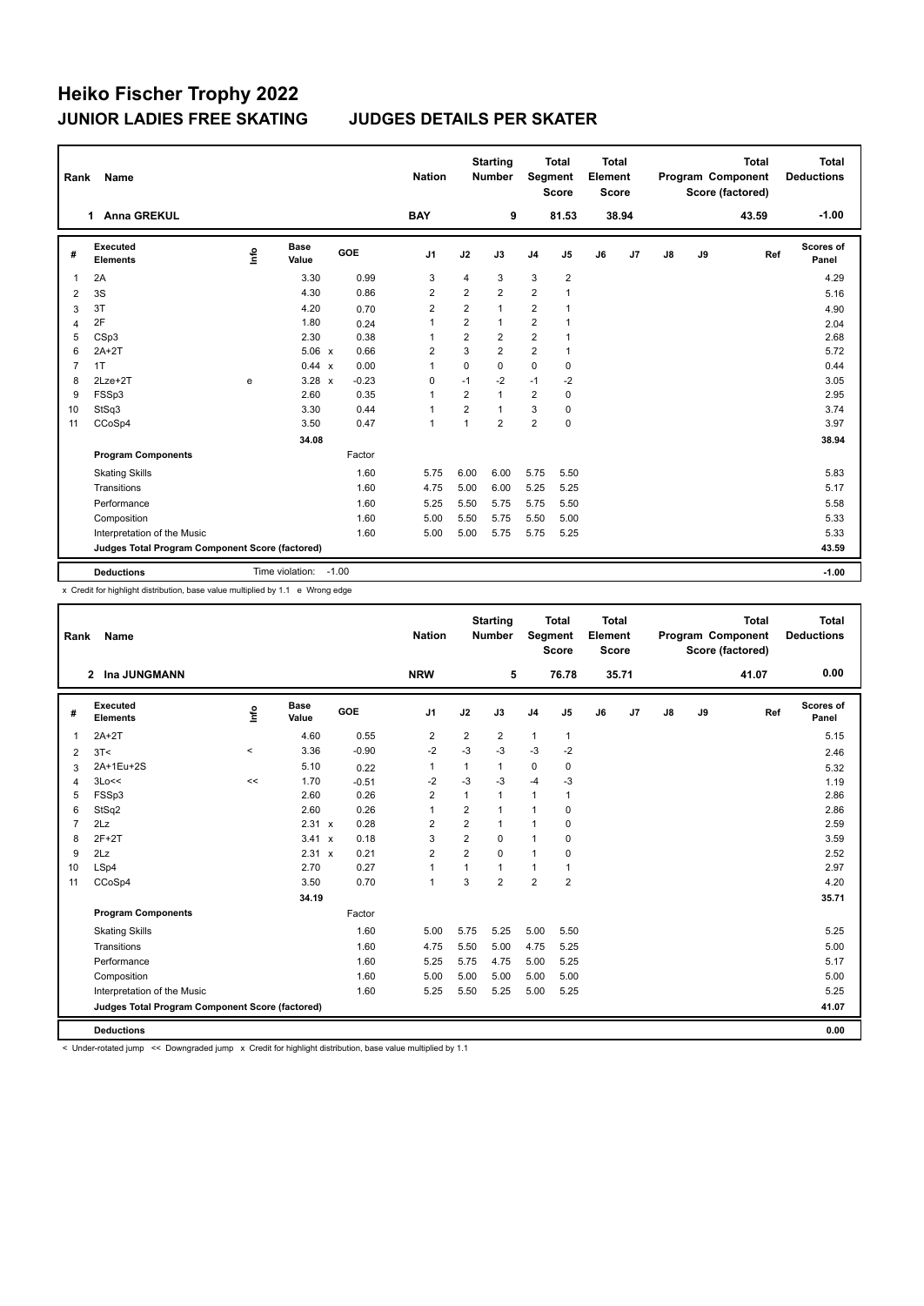# Heiko Fischer Trophy 2022

## JUNIOR LADIES FREE SKATING JUDGES DETAILS PER SKATER

| Rank | Name | Nation | Starting Number | Total Segment Score | Total Element Score | Total Program Component Score (factored) | Total Deductions |
|---|---|---|---|---|---|---|---|
| 1 | Anna GREKUL | BAY | 9 | 81.53 | 38.94 | 43.59 | -1.00 |

| # | Executed Elements | Info | Base Value | | GOE | J1 | J2 | J3 | J4 | J5 | J6 | J7 | J8 | J9 | Ref | Scores of Panel |
|---|---|---|---|---|---|---|---|---|---|---|---|---|---|---|---|---|
| 1 | 2A | | 3.30 | | 0.99 | 3 | 4 | 3 | 3 | 2 | | | | | | 4.29 |
| 2 | 3S | | 4.30 | | 0.86 | 2 | 2 | 2 | 2 | 1 | | | | | | 5.16 |
| 3 | 3T | | 4.20 | | 0.70 | 2 | 2 | 1 | 2 | 1 | | | | | | 4.90 |
| 4 | 2F | | 1.80 | | 0.24 | 1 | 2 | 1 | 2 | 1 | | | | | | 2.04 |
| 5 | CSp3 | | 2.30 | | 0.38 | 1 | 2 | 2 | 2 | 1 | | | | | | 2.68 |
| 6 | 2A+2T | | 5.06 | x | 0.66 | 2 | 3 | 2 | 2 | 1 | | | | | | 5.72 |
| 7 | 1T | | 0.44 | x | 0.00 | 1 | 0 | 0 | 0 | 0 | | | | | | 0.44 |
| 8 | 2Lze+2T | e | 3.28 | x | -0.23 | 0 | -1 | -2 | -1 | -2 | | | | | | 3.05 |
| 9 | FSSp3 | | 2.60 | | 0.35 | 1 | 2 | 1 | 2 | 0 | | | | | | 2.95 |
| 10 | StSq3 | | 3.30 | | 0.44 | 1 | 2 | 1 | 3 | 0 | | | | | | 3.74 |
| 11 | CCoSp4 | | 3.50 | | 0.47 | 1 | 1 | 2 | 2 | 0 | | | | | | 3.97 |
| | | | 34.08 | | | | | | | | | | | | | 38.94 |
| | **Program Components** | | | | Factor | | | | | | | | | | | |
| | Skating Skills | | | | 1.60 | 5.75 | 6.00 | 6.00 | 5.75 | 5.50 | | | | | | 5.83 |
| | Transitions | | | | 1.60 | 4.75 | 5.00 | 6.00 | 5.25 | 5.25 | | | | | | 5.17 |
| | Performance | | | | 1.60 | 5.25 | 5.50 | 5.75 | 5.75 | 5.50 | | | | | | 5.58 |
| | Composition | | | | 1.60 | 5.00 | 5.50 | 5.75 | 5.50 | 5.00 | | | | | | 5.33 |
| | Interpretation of the Music | | | | 1.60 | 5.00 | 5.00 | 5.75 | 5.75 | 5.25 | | | | | | 5.33 |
| | **Judges Total Program Component Score (factored)** | | | | | | | | | | | | | | | 43.59 |
| | **Deductions** | | Time violation: | | -1.00 | | | | | | | | | | | -1.00 |

x Credit for highlight distribution, base value multiplied by 1.1 e Wrong edge

| Rank | Name | Nation | Starting Number | Total Segment Score | Total Element Score | Total Program Component Score (factored) | Total Deductions |
|---|---|---|---|---|---|---|---|
| 2 | Ina JUNGMANN | NRW | 5 | 76.78 | 35.71 | 41.07 | 0.00 |

| # | Executed Elements | Info | Base Value | | GOE | J1 | J2 | J3 | J4 | J5 | J6 | J7 | J8 | J9 | Ref | Scores of Panel |
|---|---|---|---|---|---|---|---|---|---|---|---|---|---|---|---|---|
| 1 | 2A+2T | | 4.60 | | 0.55 | 2 | 2 | 2 | 1 | 1 | | | | | | 5.15 |
| 2 | 3T< | < | 3.36 | | -0.90 | -2 | -3 | -3 | -3 | -2 | | | | | | 2.46 |
| 3 | 2A+1Eu+2S | | 5.10 | | 0.22 | 1 | 1 | 1 | 0 | 0 | | | | | | 5.32 |
| 4 | 3Lo<< | << | 1.70 | | -0.51 | -2 | -3 | -3 | -4 | -3 | | | | | | 1.19 |
| 5 | FSSp3 | | 2.60 | | 0.26 | 2 | 1 | 1 | 1 | 1 | | | | | | 2.86 |
| 6 | StSq2 | | 2.60 | | 0.26 | 1 | 2 | 1 | 1 | 0 | | | | | | 2.86 |
| 7 | 2Lz | | 2.31 | x | 0.28 | 2 | 2 | 1 | 1 | 0 | | | | | | 2.59 |
| 8 | 2F+2T | | 3.41 | x | 0.18 | 3 | 2 | 0 | 1 | 0 | | | | | | 3.59 |
| 9 | 2Lz | | 2.31 | x | 0.21 | 2 | 2 | 0 | 1 | 0 | | | | | | 2.52 |
| 10 | LSp4 | | 2.70 | | 0.27 | 1 | 1 | 1 | 1 | 1 | | | | | | 2.97 |
| 11 | CCoSp4 | | 3.50 | | 0.70 | 1 | 3 | 2 | 2 | 2 | | | | | | 4.20 |
| | | | 34.19 | | | | | | | | | | | | | 35.71 |
| | **Program Components** | | | | Factor | | | | | | | | | | | |
| | Skating Skills | | | | 1.60 | 5.00 | 5.75 | 5.25 | 5.00 | 5.50 | | | | | | 5.25 |
| | Transitions | | | | 1.60 | 4.75 | 5.50 | 5.00 | 4.75 | 5.25 | | | | | | 5.00 |
| | Performance | | | | 1.60 | 5.25 | 5.75 | 4.75 | 5.00 | 5.25 | | | | | | 5.17 |
| | Composition | | | | 1.60 | 5.00 | 5.00 | 5.00 | 5.00 | 5.00 | | | | | | 5.00 |
| | Interpretation of the Music | | | | 1.60 | 5.25 | 5.50 | 5.25 | 5.00 | 5.25 | | | | | | 5.25 |
| | **Judges Total Program Component Score (factored)** | | | | | | | | | | | | | | | 41.07 |
| | **Deductions** | | | | | | | | | | | | | | | 0.00 |

< Under-rotated jump << Downgraded jump x Credit for highlight distribution, base value multiplied by 1.1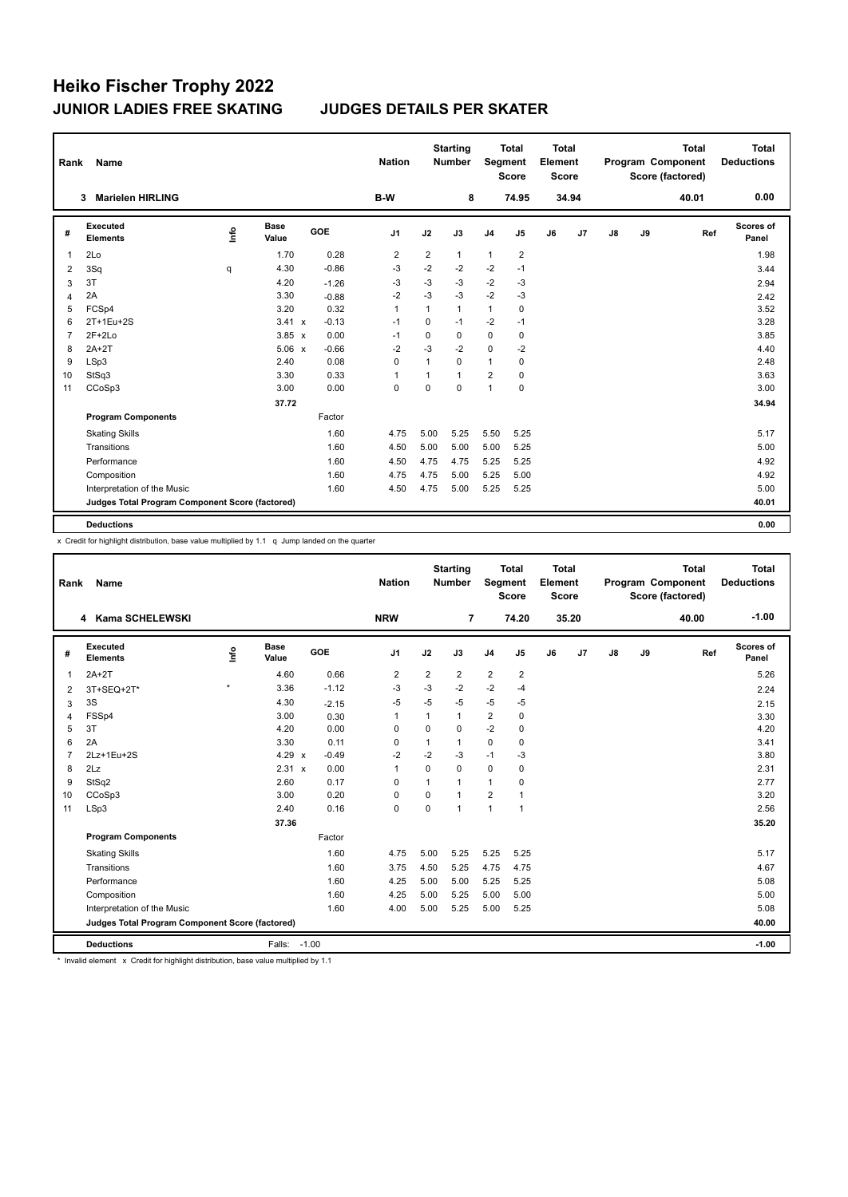# Heiko Fischer Trophy 2022

## JUNIOR LADIES FREE SKATING — JUDGES DETAILS PER SKATER

| Rank | Name | Nation | Starting Number | Total Segment Score | Total Element Score | Total Program Component Score (factored) | Total Deductions |
|---|---|---|---|---|---|---|---|
| 3 | Marielen HIRLING | B-W | 8 | 74.95 | 34.94 | 40.01 | 0.00 |

| # | Executed Elements | Info | Base Value | | GOE | J1 | J2 | J3 | J4 | J5 | J6 | J7 | J8 | J9 | Ref | Scores of Panel |
|---|---|---|---|---|---|---|---|---|---|---|---|---|---|---|---|---|
| 1 | 2Lo | | 1.70 | | 0.28 | 2 | 2 | 1 | 1 | 2 | | | | | | 1.98 |
| 2 | 3Sq | q | 4.30 | | -0.86 | -3 | -2 | -2 | -2 | -1 | | | | | | 3.44 |
| 3 | 3T | | 4.20 | | -1.26 | -3 | -3 | -3 | -2 | -3 | | | | | | 2.94 |
| 4 | 2A | | 3.30 | | -0.88 | -2 | -3 | -3 | -2 | -3 | | | | | | 2.42 |
| 5 | FCSp4 | | 3.20 | | 0.32 | 1 | 1 | 1 | 1 | 0 | | | | | | 3.52 |
| 6 | 2T+1Eu+2S | | 3.41 | x | -0.13 | -1 | 0 | -1 | -2 | -1 | | | | | | 3.28 |
| 7 | 2F+2Lo | | 3.85 | x | 0.00 | -1 | 0 | 0 | 0 | 0 | | | | | | 3.85 |
| 8 | 2A+2T | | 5.06 | x | -0.66 | -2 | -3 | -2 | 0 | -2 | | | | | | 4.40 |
| 9 | LSp3 | | 2.40 | | 0.08 | 0 | 1 | 0 | 1 | 0 | | | | | | 2.48 |
| 10 | StSq3 | | 3.30 | | 0.33 | 1 | 1 | 1 | 2 | 0 | | | | | | 3.63 |
| 11 | CCoSp3 | | 3.00 | | 0.00 | 0 | 0 | 0 | 1 | 0 | | | | | | 3.00 |
| | | | 37.72 | | | | | | | | | | | | | 34.94 |
| | **Program Components** | | | | Factor | | | | | | | | | | | |
| | Skating Skills | | | | 1.60 | 4.75 | 5.00 | 5.25 | 5.50 | 5.25 | | | | | | 5.17 |
| | Transitions | | | | 1.60 | 4.50 | 5.00 | 5.00 | 5.00 | 5.25 | | | | | | 5.00 |
| | Performance | | | | 1.60 | 4.50 | 4.75 | 4.75 | 5.25 | 5.25 | | | | | | 4.92 |
| | Composition | | | | 1.60 | 4.75 | 4.75 | 5.00 | 5.25 | 5.00 | | | | | | 4.92 |
| | Interpretation of the Music | | | | 1.60 | 4.50 | 4.75 | 5.00 | 5.25 | 5.25 | | | | | | 5.00 |
| | **Judges Total Program Component Score (factored)** | | | | | | | | | | | | | | | 40.01 |
| | **Deductions** | | | | | | | | | | | | | | | 0.00 |

x Credit for highlight distribution, base value multiplied by 1.1 q Jump landed on the quarter

| Rank | Name | Nation | Starting Number | Total Segment Score | Total Element Score | Total Program Component Score (factored) | Total Deductions |
|---|---|---|---|---|---|---|---|
| 4 | Kama SCHELEWSKI | NRW | 7 | 74.20 | 35.20 | 40.00 | -1.00 |

| # | Executed Elements | Info | Base Value | | GOE | J1 | J2 | J3 | J4 | J5 | J6 | J7 | J8 | J9 | Ref | Scores of Panel |
|---|---|---|---|---|---|---|---|---|---|---|---|---|---|---|---|---|
| 1 | 2A+2T | | 4.60 | | 0.66 | 2 | 2 | 2 | 2 | 2 | | | | | | 5.26 |
| 2 | 3T+SEQ+2T* | * | 3.36 | | -1.12 | -3 | -3 | -2 | -2 | -4 | | | | | | 2.24 |
| 3 | 3S | | 4.30 | | -2.15 | -5 | -5 | -5 | -5 | -5 | | | | | | 2.15 |
| 4 | FSSp4 | | 3.00 | | 0.30 | 1 | 1 | 1 | 2 | 0 | | | | | | 3.30 |
| 5 | 3T | | 4.20 | | 0.00 | 0 | 0 | 0 | -2 | 0 | | | | | | 4.20 |
| 6 | 2A | | 3.30 | | 0.11 | 0 | 1 | 1 | 0 | 0 | | | | | | 3.41 |
| 7 | 2Lz+1Eu+2S | | 4.29 | x | -0.49 | -2 | -2 | -3 | -1 | -3 | | | | | | 3.80 |
| 8 | 2Lz | | 2.31 | x | 0.00 | 1 | 0 | 0 | 0 | 0 | | | | | | 2.31 |
| 9 | StSq2 | | 2.60 | | 0.17 | 0 | 1 | 1 | 1 | 0 | | | | | | 2.77 |
| 10 | CCoSp3 | | 3.00 | | 0.20 | 0 | 0 | 1 | 2 | 1 | | | | | | 3.20 |
| 11 | LSp3 | | 2.40 | | 0.16 | 0 | 0 | 1 | 1 | 1 | | | | | | 2.56 |
| | | | 37.36 | | | | | | | | | | | | | 35.20 |
| | **Program Components** | | | | Factor | | | | | | | | | | | |
| | Skating Skills | | | | 1.60 | 4.75 | 5.00 | 5.25 | 5.25 | 5.25 | | | | | | 5.17 |
| | Transitions | | | | 1.60 | 3.75 | 4.50 | 5.25 | 4.75 | 4.75 | | | | | | 4.67 |
| | Performance | | | | 1.60 | 4.25 | 5.00 | 5.00 | 5.25 | 5.25 | | | | | | 5.08 |
| | Composition | | | | 1.60 | 4.25 | 5.00 | 5.25 | 5.00 | 5.00 | | | | | | 5.00 |
| | Interpretation of the Music | | | | 1.60 | 4.00 | 5.00 | 5.25 | 5.00 | 5.25 | | | | | | 5.08 |
| | **Judges Total Program Component Score (factored)** | | | | | | | | | | | | | | | 40.00 |
| | **Deductions** | Falls: -1.00 | | | | | | | | | | | | | | -1.00 |

\* Invalid element x Credit for highlight distribution, base value multiplied by 1.1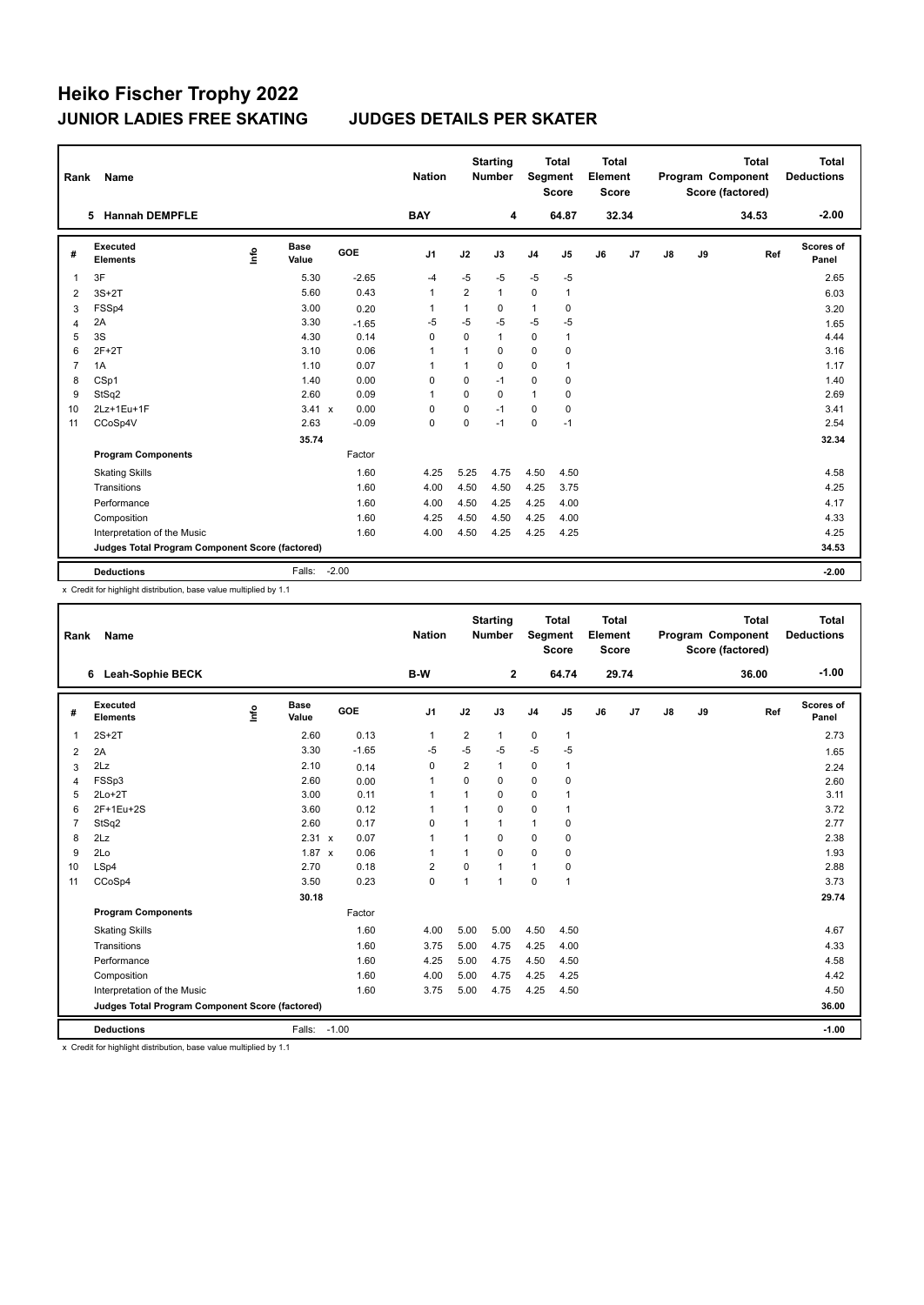# Heiko Fischer Trophy 2022

## JUNIOR LADIES FREE SKATING JUDGES DETAILS PER SKATER

| Rank | Name | Nation | Starting Number | Total Segment Score | Total Element Score | Total Program Component Score (factored) | Total Deductions |
|---|---|---|---|---|---|---|---|
| 5 | Hannah DEMPFLE | BAY | 4 | 64.87 | 32.34 | 34.53 | -2.00 |

| # | Executed Elements | Info | Base Value | | GOE | J1 | J2 | J3 | J4 | J5 | J6 | J7 | J8 | J9 | Ref | Scores of Panel |
|---|---|---|---|---|---|---|---|---|---|---|---|---|---|---|---|---|
| 1 | 3F | | 5.30 | | -2.65 | -4 | -5 | -5 | -5 | -5 | | | | | | 2.65 |
| 2 | 3S+2T | | 5.60 | | 0.43 | 1 | 2 | 1 | 0 | 1 | | | | | | 6.03 |
| 3 | FSSp4 | | 3.00 | | 0.20 | 1 | 1 | 0 | 1 | 0 | | | | | | 3.20 |
| 4 | 2A | | 3.30 | | -1.65 | -5 | -5 | -5 | -5 | -5 | | | | | | 1.65 |
| 5 | 3S | | 4.30 | | 0.14 | 0 | 0 | 1 | 0 | 1 | | | | | | 4.44 |
| 6 | 2F+2T | | 3.10 | | 0.06 | 1 | 1 | 0 | 0 | 0 | | | | | | 3.16 |
| 7 | 1A | | 1.10 | | 0.07 | 1 | 1 | 0 | 0 | 1 | | | | | | 1.17 |
| 8 | CSp1 | | 1.40 | | 0.00 | 0 | 0 | -1 | 0 | 0 | | | | | | 1.40 |
| 9 | StSq2 | | 2.60 | | 0.09 | 1 | 0 | 0 | 1 | 0 | | | | | | 2.69 |
| 10 | 2Lz+1Eu+1F | | 3.41 | x | 0.00 | 0 | 0 | -1 | 0 | 0 | | | | | | 3.41 |
| 11 | CCoSp4V | | 2.63 | | -0.09 | 0 | 0 | -1 | 0 | -1 | | | | | | 2.54 |
| | | | 35.74 | | | | | | | | | | | | | 32.34 |
| | **Program Components** | | | | Factor | | | | | | | | | | | |
| | Skating Skills | | | | 1.60 | 4.25 | 5.25 | 4.75 | 4.50 | 4.50 | | | | | | 4.58 |
| | Transitions | | | | 1.60 | 4.00 | 4.50 | 4.50 | 4.25 | 3.75 | | | | | | 4.25 |
| | Performance | | | | 1.60 | 4.00 | 4.50 | 4.25 | 4.25 | 4.00 | | | | | | 4.17 |
| | Composition | | | | 1.60 | 4.25 | 4.50 | 4.50 | 4.25 | 4.00 | | | | | | 4.33 |
| | Interpretation of the Music | | | | 1.60 | 4.00 | 4.50 | 4.25 | 4.25 | 4.25 | | | | | | 4.25 |
| | **Judges Total Program Component Score (factored)** | | | | | | | | | | | | | | | 34.53 |
| | **Deductions** | | Falls: | | -2.00 | | | | | | | | | | | -2.00 |

x Credit for highlight distribution, base value multiplied by 1.1

| Rank | Name | Nation | Starting Number | Total Segment Score | Total Element Score | Total Program Component Score (factored) | Total Deductions |
|---|---|---|---|---|---|---|---|
| 6 | Leah-Sophie BECK | B-W | 2 | 64.74 | 29.74 | 36.00 | -1.00 |

| # | Executed Elements | Info | Base Value | | GOE | J1 | J2 | J3 | J4 | J5 | J6 | J7 | J8 | J9 | Ref | Scores of Panel |
|---|---|---|---|---|---|---|---|---|---|---|---|---|---|---|---|---|
| 1 | 2S+2T | | 2.60 | | 0.13 | 1 | 2 | 1 | 0 | 1 | | | | | | 2.73 |
| 2 | 2A | | 3.30 | | -1.65 | -5 | -5 | -5 | -5 | -5 | | | | | | 1.65 |
| 3 | 2Lz | | 2.10 | | 0.14 | 0 | 2 | 1 | 0 | 1 | | | | | | 2.24 |
| 4 | FSSp3 | | 2.60 | | 0.00 | 1 | 0 | 0 | 0 | 0 | | | | | | 2.60 |
| 5 | 2Lo+2T | | 3.00 | | 0.11 | 1 | 1 | 0 | 0 | 1 | | | | | | 3.11 |
| 6 | 2F+1Eu+2S | | 3.60 | | 0.12 | 1 | 1 | 0 | 0 | 1 | | | | | | 3.72 |
| 7 | StSq2 | | 2.60 | | 0.17 | 0 | 1 | 1 | 1 | 0 | | | | | | 2.77 |
| 8 | 2Lz | | 2.31 | x | 0.07 | 1 | 1 | 0 | 0 | 0 | | | | | | 2.38 |
| 9 | 2Lo | | 1.87 | x | 0.06 | 1 | 1 | 0 | 0 | 0 | | | | | | 1.93 |
| 10 | LSp4 | | 2.70 | | 0.18 | 2 | 0 | 1 | 1 | 0 | | | | | | 2.88 |
| 11 | CCoSp4 | | 3.50 | | 0.23 | 0 | 1 | 1 | 0 | 1 | | | | | | 3.73 |
| | | | 30.18 | | | | | | | | | | | | | 29.74 |
| | **Program Components** | | | | Factor | | | | | | | | | | | |
| | Skating Skills | | | | 1.60 | 4.00 | 5.00 | 5.00 | 4.50 | 4.50 | | | | | | 4.67 |
| | Transitions | | | | 1.60 | 3.75 | 5.00 | 4.75 | 4.25 | 4.00 | | | | | | 4.33 |
| | Performance | | | | 1.60 | 4.25 | 5.00 | 4.75 | 4.50 | 4.50 | | | | | | 4.58 |
| | Composition | | | | 1.60 | 4.00 | 5.00 | 4.75 | 4.25 | 4.25 | | | | | | 4.42 |
| | Interpretation of the Music | | | | 1.60 | 3.75 | 5.00 | 4.75 | 4.25 | 4.50 | | | | | | 4.50 |
| | **Judges Total Program Component Score (factored)** | | | | | | | | | | | | | | | 36.00 |
| | **Deductions** | | Falls: | | -1.00 | | | | | | | | | | | -1.00 |

x Credit for highlight distribution, base value multiplied by 1.1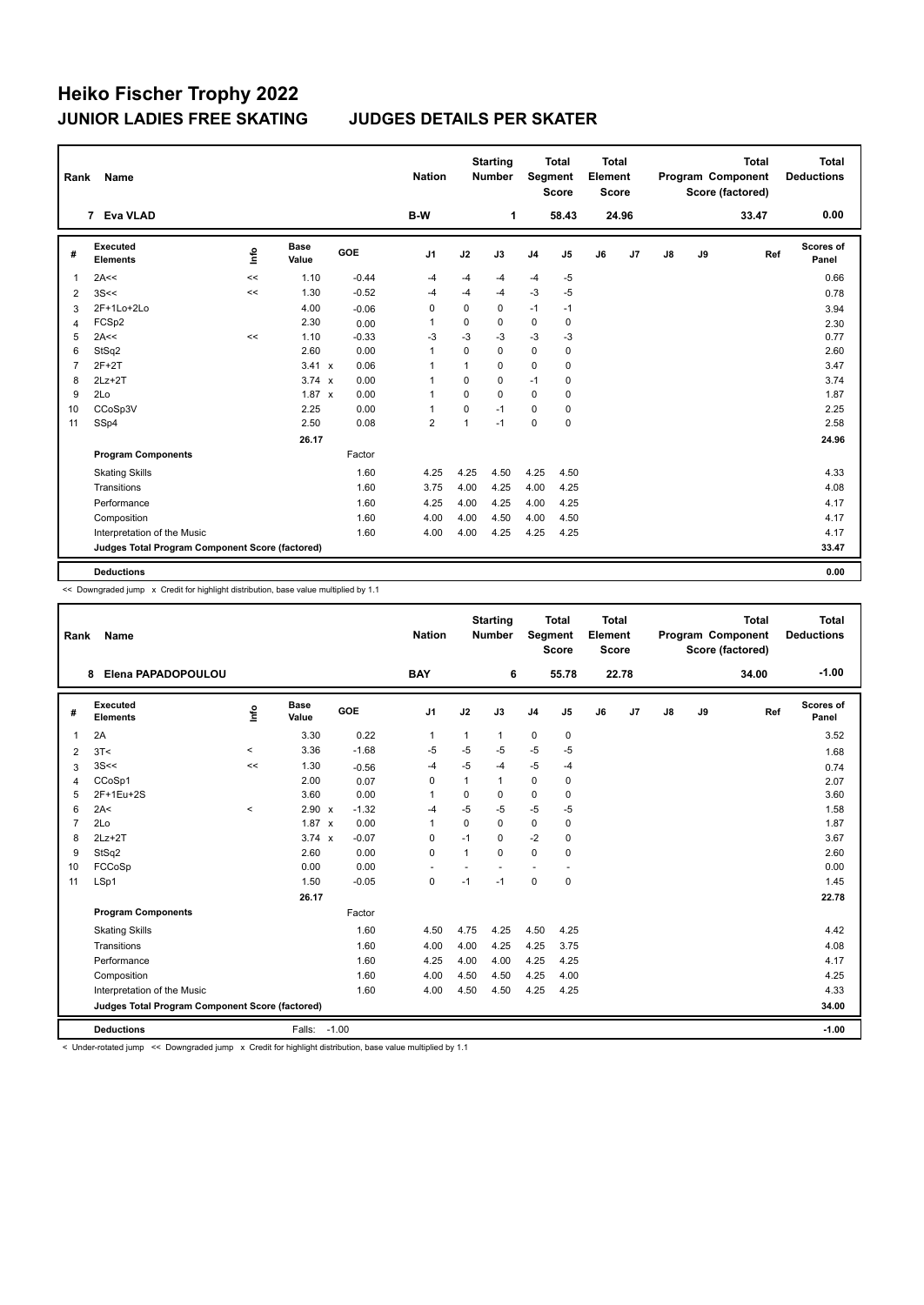# Heiko Fischer Trophy 2022

## JUNIOR LADIES FREE SKATING — JUDGES DETAILS PER SKATER

| Rank | Name | Nation | Starting Number | Total Segment Score | Total Element Score | Total Program Component Score (factored) | Total Deductions |
|---|---|---|---|---|---|---|---|
| 7 | Eva VLAD | B-W | 1 | 58.43 | 24.96 | 33.47 | 0.00 |

| # | Executed Elements | Info | Base Value | | GOE | J1 | J2 | J3 | J4 | J5 | J6 | J7 | J8 | J9 | Ref | Scores of Panel |
|---|---|---|---|---|---|---|---|---|---|---|---|---|---|---|---|---|
| 1 | 2A<< | << | 1.10 | | -0.44 | -4 | -4 | -4 | -4 | -5 | | | | | | 0.66 |
| 2 | 3S<< | << | 1.30 | | -0.52 | -4 | -4 | -4 | -3 | -5 | | | | | | 0.78 |
| 3 | 2F+1Lo+2Lo | | 4.00 | | -0.06 | 0 | 0 | 0 | -1 | -1 | | | | | | 3.94 |
| 4 | FCSp2 | | 2.30 | | 0.00 | 1 | 0 | 0 | 0 | 0 | | | | | | 2.30 |
| 5 | 2A<< | << | 1.10 | | -0.33 | -3 | -3 | -3 | -3 | -3 | | | | | | 0.77 |
| 6 | StSq2 | | 2.60 | | 0.00 | 1 | 0 | 0 | 0 | 0 | | | | | | 2.60 |
| 7 | 2F+2T | | 3.41 | x | 0.06 | 1 | 1 | 0 | 0 | 0 | | | | | | 3.47 |
| 8 | 2Lz+2T | | 3.74 | x | 0.00 | 1 | 0 | 0 | -1 | 0 | | | | | | 3.74 |
| 9 | 2Lo | | 1.87 | x | 0.00 | 1 | 0 | 0 | 0 | 0 | | | | | | 1.87 |
| 10 | CCoSp3V | | 2.25 | | 0.00 | 1 | 0 | -1 | 0 | 0 | | | | | | 2.25 |
| 11 | SSp4 | | 2.50 | | 0.08 | 2 | 1 | -1 | 0 | 0 | | | | | | 2.58 |
| | | | 26.17 | | | | | | | | | | | | | 24.96 |
| | **Program Components** | | | | Factor | | | | | | | | | | | |
| | Skating Skills | | | | 1.60 | 4.25 | 4.25 | 4.50 | 4.25 | 4.50 | | | | | | 4.33 |
| | Transitions | | | | 1.60 | 3.75 | 4.00 | 4.25 | 4.00 | 4.25 | | | | | | 4.08 |
| | Performance | | | | 1.60 | 4.25 | 4.00 | 4.25 | 4.00 | 4.25 | | | | | | 4.17 |
| | Composition | | | | 1.60 | 4.00 | 4.00 | 4.50 | 4.00 | 4.50 | | | | | | 4.17 |
| | Interpretation of the Music | | | | 1.60 | 4.00 | 4.00 | 4.25 | 4.25 | 4.25 | | | | | | 4.17 |
| | **Judges Total Program Component Score (factored)** | | | | | | | | | | | | | | | 33.47 |
| | **Deductions** | | | | | | | | | | | | | | | 0.00 |

<< Downgraded jump x Credit for highlight distribution, base value multiplied by 1.1

| Rank | Name | Nation | Starting Number | Total Segment Score | Total Element Score | Total Program Component Score (factored) | Total Deductions |
|---|---|---|---|---|---|---|---|
| 8 | Elena PAPADOPOULOU | BAY | 6 | 55.78 | 22.78 | 34.00 | -1.00 |

| # | Executed Elements | Info | Base Value | | GOE | J1 | J2 | J3 | J4 | J5 | J6 | J7 | J8 | J9 | Ref | Scores of Panel |
|---|---|---|---|---|---|---|---|---|---|---|---|---|---|---|---|---|
| 1 | 2A | | 3.30 | | 0.22 | 1 | 1 | 1 | 0 | 0 | | | | | | 3.52 |
| 2 | 3T< | < | 3.36 | | -1.68 | -5 | -5 | -5 | -5 | -5 | | | | | | 1.68 |
| 3 | 3S<< | << | 1.30 | | -0.56 | -4 | -5 | -4 | -5 | -4 | | | | | | 0.74 |
| 4 | CCoSp1 | | 2.00 | | 0.07 | 0 | 1 | 1 | 0 | 0 | | | | | | 2.07 |
| 5 | 2F+1Eu+2S | | 3.60 | | 0.00 | 1 | 0 | 0 | 0 | 0 | | | | | | 3.60 |
| 6 | 2A< | < | 2.90 | x | -1.32 | -4 | -5 | -5 | -5 | -5 | | | | | | 1.58 |
| 7 | 2Lo | | 1.87 | x | 0.00 | 1 | 0 | 0 | 0 | 0 | | | | | | 1.87 |
| 8 | 2Lz+2T | | 3.74 | x | -0.07 | 0 | -1 | 0 | -2 | 0 | | | | | | 3.67 |
| 9 | StSq2 | | 2.60 | | 0.00 | 0 | 1 | 0 | 0 | 0 | | | | | | 2.60 |
| 10 | FCCoSp | | 0.00 | | 0.00 | - | - | - | - | - | | | | | | 0.00 |
| 11 | LSp1 | | 1.50 | | -0.05 | 0 | -1 | -1 | 0 | 0 | | | | | | 1.45 |
| | | | 26.17 | | | | | | | | | | | | | 22.78 |
| | **Program Components** | | | | Factor | | | | | | | | | | | |
| | Skating Skills | | | | 1.60 | 4.50 | 4.75 | 4.25 | 4.50 | 4.25 | | | | | | 4.42 |
| | Transitions | | | | 1.60 | 4.00 | 4.00 | 4.25 | 4.25 | 3.75 | | | | | | 4.08 |
| | Performance | | | | 1.60 | 4.25 | 4.00 | 4.00 | 4.25 | 4.25 | | | | | | 4.17 |
| | Composition | | | | 1.60 | 4.00 | 4.50 | 4.50 | 4.25 | 4.00 | | | | | | 4.25 |
| | Interpretation of the Music | | | | 1.60 | 4.00 | 4.50 | 4.50 | 4.25 | 4.25 | | | | | | 4.33 |
| | **Judges Total Program Component Score (factored)** | | | | | | | | | | | | | | | 34.00 |
| | **Deductions** | | Falls: | -1.00 | | | | | | | | | | | | -1.00 |

< Under-rotated jump << Downgraded jump x Credit for highlight distribution, base value multiplied by 1.1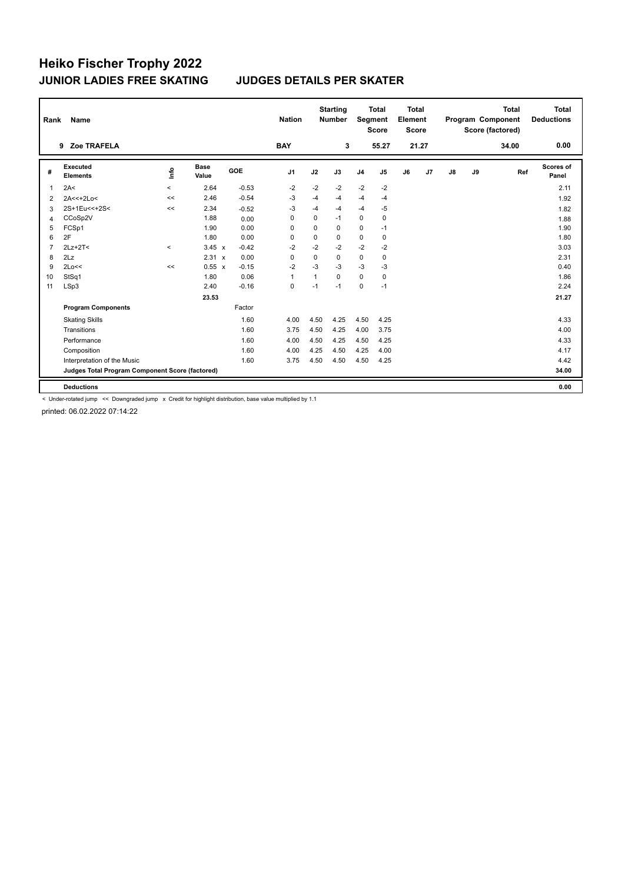# Heiko Fischer Trophy 2022

## JUNIOR LADIES FREE SKATING JUDGES DETAILS PER SKATER

| Rank | Name | Nation | Starting Number | Total Segment Score | Total Element Score | Total Program Component Score (factored) | Total Deductions |
|---|---|---|---|---|---|---|---|
| 9 | Zoe TRAFELA | BAY | 3 | 55.27 | 21.27 | 34.00 | 0.00 |

| # | Executed Elements | Info | Base Value | | GOE | J1 | J2 | J3 | J4 | J5 | J6 | J7 | J8 | J9 | Ref | Scores of Panel |
|---|---|---|---|---|---|---|---|---|---|---|---|---|---|---|---|---|
| 1 | 2A< | < | 2.64 | | -0.53 | -2 | -2 | -2 | -2 | -2 | | | | | | 2.11 |
| 2 | 2A<<+2Lo< | << | 2.46 | | -0.54 | -3 | -4 | -4 | -4 | -4 | | | | | | 1.92 |
| 3 | 2S+1Eu<<+2S< | << | 2.34 | | -0.52 | -3 | -4 | -4 | -4 | -5 | | | | | | 1.82 |
| 4 | CCoSp2V | | 1.88 | | 0.00 | 0 | 0 | -1 | 0 | 0 | | | | | | 1.88 |
| 5 | FCSp1 | | 1.90 | | 0.00 | 0 | 0 | 0 | 0 | -1 | | | | | | 1.90 |
| 6 | 2F | | 1.80 | | 0.00 | 0 | 0 | 0 | 0 | 0 | | | | | | 1.80 |
| 7 | 2Lz+2T< | < | 3.45 | x | -0.42 | -2 | -2 | -2 | -2 | -2 | | | | | | 3.03 |
| 8 | 2Lz | | 2.31 | x | 0.00 | 0 | 0 | 0 | 0 | 0 | | | | | | 2.31 |
| 9 | 2Lo<< | << | 0.55 | x | -0.15 | -2 | -3 | -3 | -3 | -3 | | | | | | 0.40 |
| 10 | StSq1 | | 1.80 | | 0.06 | 1 | 1 | 0 | 0 | 0 | | | | | | 1.86 |
| 11 | LSp3 | | 2.40 | | -0.16 | 0 | -1 | -1 | 0 | -1 | | | | | | 2.24 |
| | | | 23.53 | | | | | | | | | | | | | 21.27 |
| | **Program Components** | | | | Factor | | | | | | | | | | | |
| | Skating Skills | | | | 1.60 | 4.00 | 4.50 | 4.25 | 4.50 | 4.25 | | | | | | 4.33 |
| | Transitions | | | | 1.60 | 3.75 | 4.50 | 4.25 | 4.00 | 3.75 | | | | | | 4.00 |
| | Performance | | | | 1.60 | 4.00 | 4.50 | 4.25 | 4.50 | 4.25 | | | | | | 4.33 |
| | Composition | | | | 1.60 | 4.00 | 4.25 | 4.50 | 4.25 | 4.00 | | | | | | 4.17 |
| | Interpretation of the Music | | | | 1.60 | 3.75 | 4.50 | 4.50 | 4.50 | 4.25 | | | | | | 4.42 |
| | **Judges Total Program Component Score (factored)** | | | | | | | | | | | | | | | 34.00 |
| | **Deductions** | | | | | | | | | | | | | | | 0.00 |

< Under-rotated jump << Downgraded jump x Credit for highlight distribution, base value multiplied by 1.1

printed: 06.02.2022 07:14:22